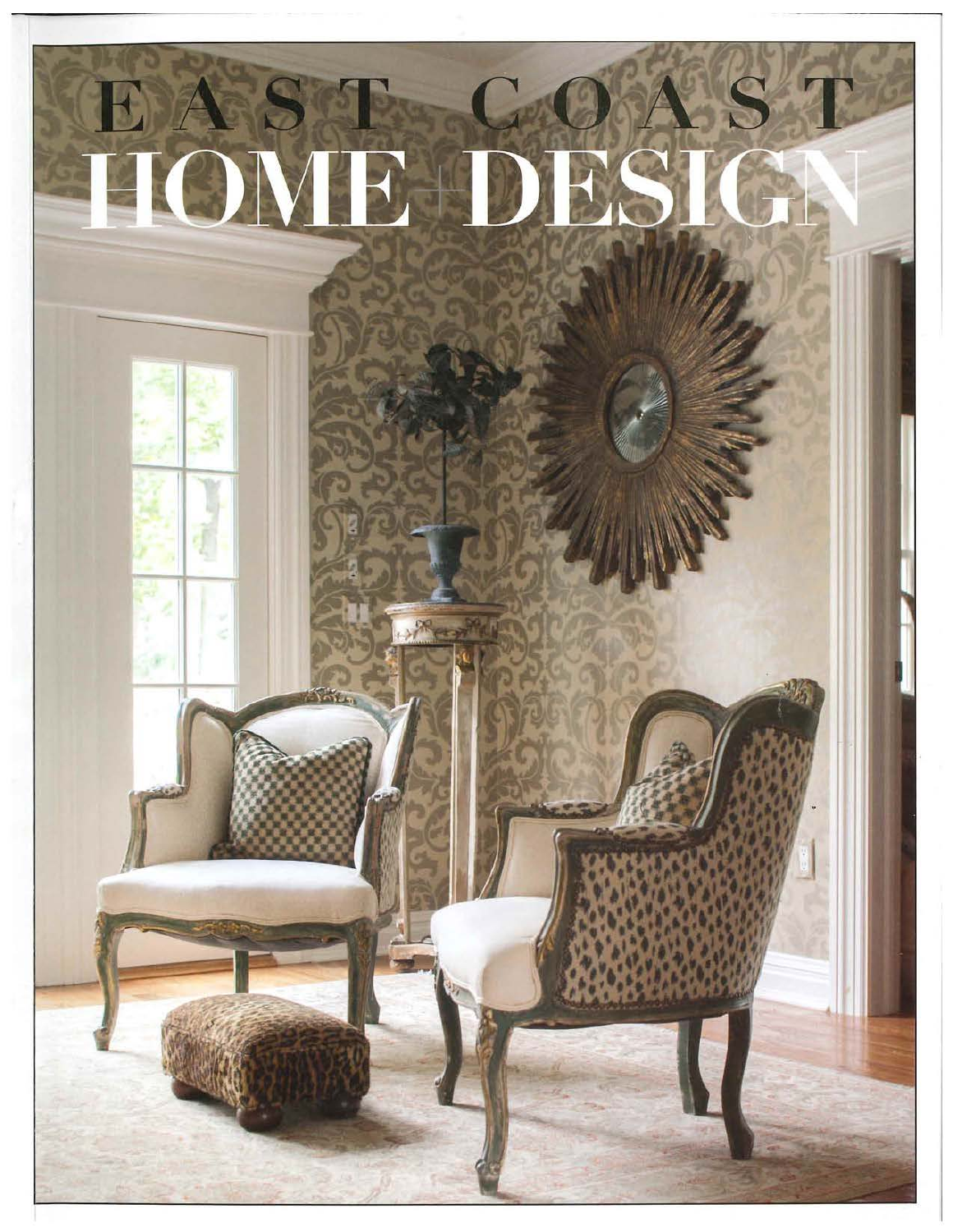# EAST COAST HOME+DESIGN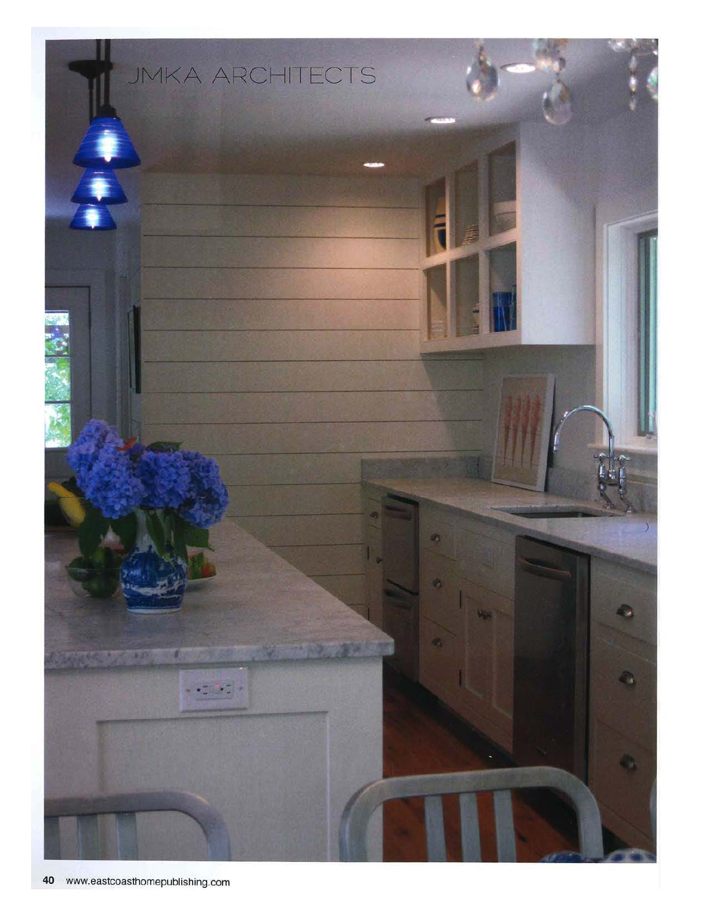JMKA ARCHITECTS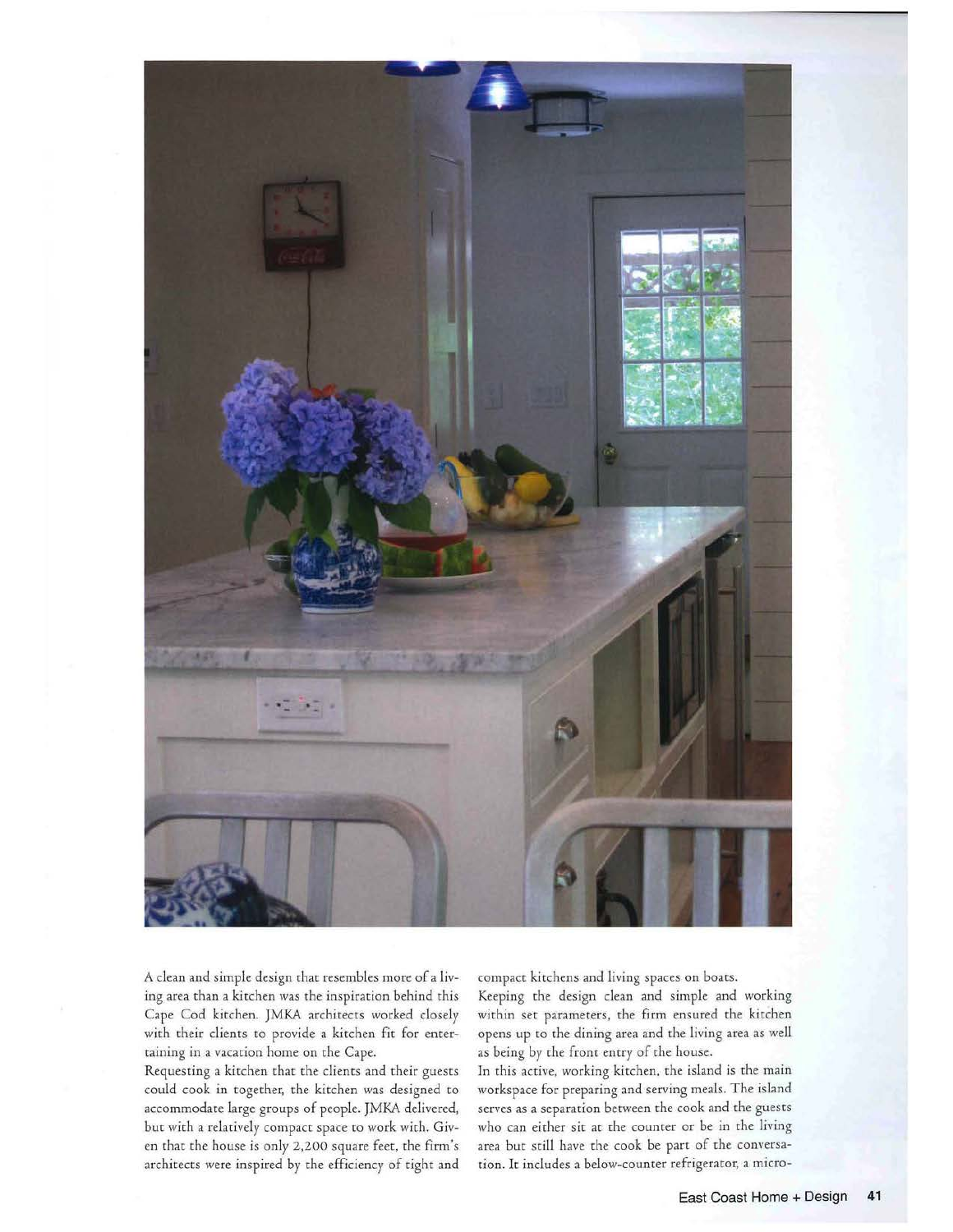A clean and simple design that resembles more of a living area than a kitchen was the inspiration behind this Cape Cod kitchen. JMKA architects worked closely with their clients to provide a kitchen fit for entertaining in a vacation home on the Cape.

Requesting a kitchen that the clients and their guests could cook in together, the kitchen was designed to accommodate large groups of people. JMKA delivered, but with a relatively compact space to work with. Given that the house is only 2,200 square feet, the firm's architects were inspired by the efficiency of tight and compact kitchens and living spaces on boats.

Keeping the design clean and simple and working within set parameters, the firm ensured the kitchen opens up to the dining area and the living area as well as being by the front entry of the house.

In this active, working kitchen, the island is the main workspace for preparing and serving meals. The island serves as a separation between the cook and the guests who can either sit at the counter or be in the living area but still have the cook be part of the conversation. It includes a below-counter refrigerator, a micro-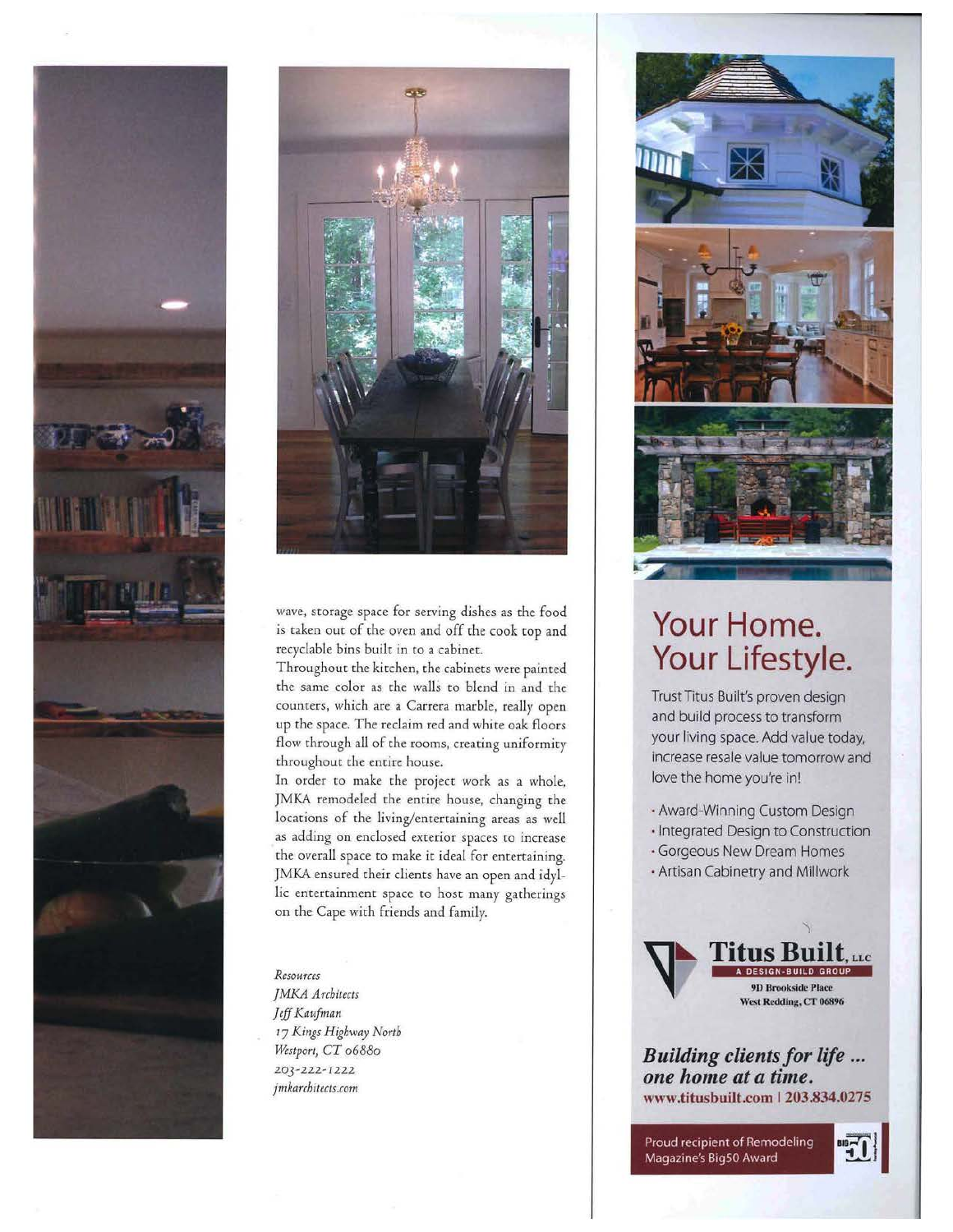wave, storage space for serving dishes as the food is taken out of the oven and off the cook top and recyclable bins built in to a cabinet.

Throughout the kitchen, the cabinets were painted the same color as the walls to blend in and the counters, which are a Carrera marble, really open up the space. The reclaim red and white oak floors flow through all of the rooms, creating uniformity throughout the entire house.

In order to make the project work as a whole, JMKA remodeled the entire house, changing the locations of the living/entertaining areas as well as adding on enclosed exterior spaces to increase the overall space to make it ideal for entertaining. JMKA ensured their clients have an open and idyllic entertainment space to host many gatherings on the Cape with friends and family.

*Resources*
*JMKA Architects*
*Jeff Kaufman*
*17 Kings Highway North*
*Westport, CT 06880*
*203-222-1222*
*jmkarchitects.com*

# Your Home. Your Lifestyle.

Trust Titus Built's proven design and build process to transform your living space. Add value today, increase resale value tomorrow and love the home you're in!

- Award-Winning Custom Design
- Integrated Design to Construction
- Gorgeous New Dream Homes
- Artisan Cabinetry and Millwork

**Titus Built, LLC**
A DESIGN-BUILD GROUP
9D Brookside Place
West Redding, CT 06896

***Building clients for life ... one home at a time.***
**www.titusbuilt.com | 203.834.0275**

Proud recipient of Remodeling Magazine's Big50 Award